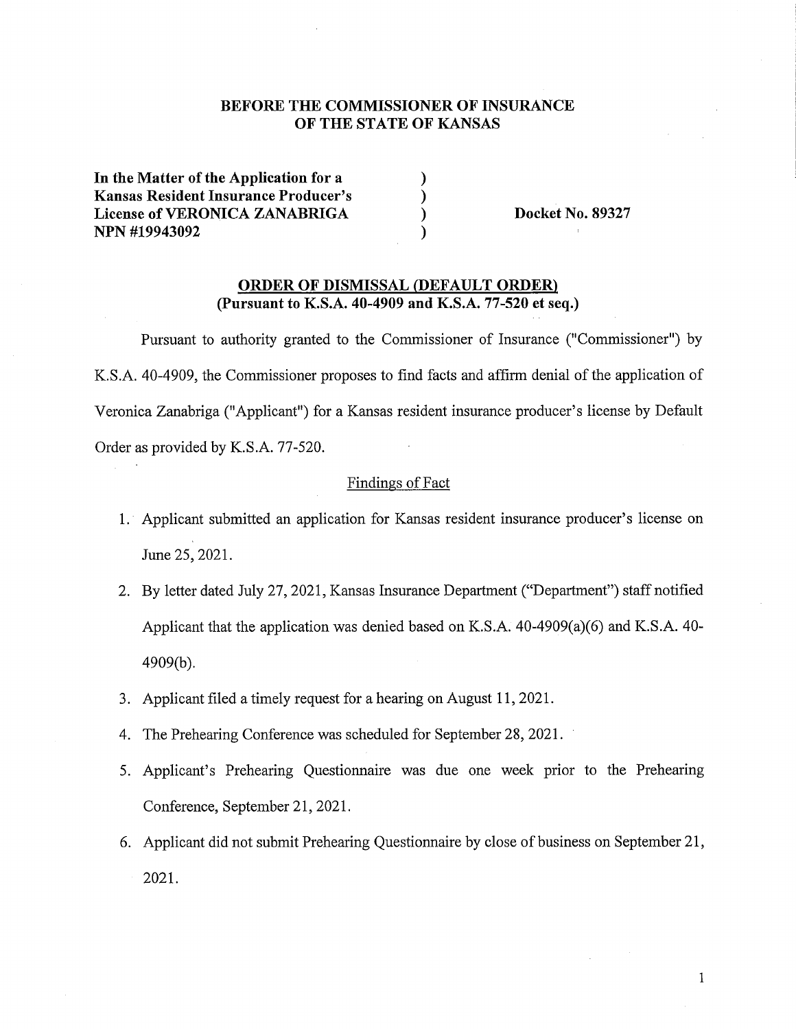**BEFORE THE COMMISSIONER OF INSURANCE OF THE STATE OF KANSAS**

**In the Matter of the Application for a Kansas Resident Insurance Producer's License of VERONICA ZANABRIGA NPN #19943092** ) **Docket No. 89327**

**ORDER OF DISMISSAL (DEFAULT ORDER)**
**(Pursuant to K.S.A. 40-4909 and K.S.A. 77-520 et seq.)**

Pursuant to authority granted to the Commissioner of Insurance ("Commissioner") by K.S.A. 40-4909, the Commissioner proposes to find facts and affirm denial of the application of Veronica Zanabriga ("Applicant") for a Kansas resident insurance producer's license by Default Order as provided by K.S.A. 77-520.

Findings of Fact

1. Applicant submitted an application for Kansas resident insurance producer's license on June 25, 2021.
2. By letter dated July 27, 2021, Kansas Insurance Department ("Department") staff notified Applicant that the application was denied based on K.S.A. 40-4909(a)(6) and K.S.A. 40-4909(b).
3. Applicant filed a timely request for a hearing on August 11, 2021.
4. The Prehearing Conference was scheduled for September 28, 2021.
5. Applicant's Prehearing Questionnaire was due one week prior to the Prehearing Conference, September 21, 2021.
6. Applicant did not submit Prehearing Questionnaire by close of business on September 21, 2021.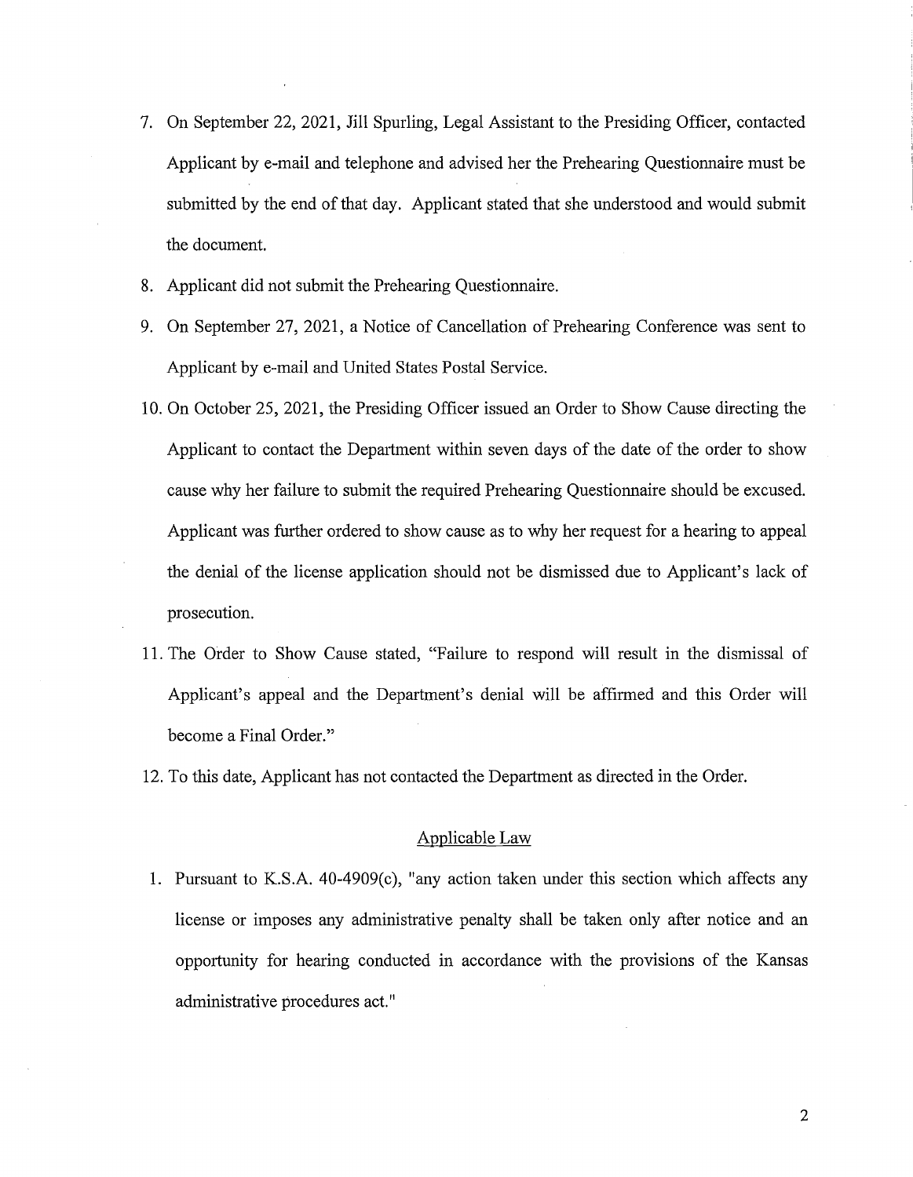7. On September 22, 2021, Jill Spurling, Legal Assistant to the Presiding Officer, contacted Applicant by e-mail and telephone and advised her the Prehearing Questionnaire must be submitted by the end of that day. Applicant stated that she understood and would submit the document.
8. Applicant did not submit the Prehearing Questionnaire.
9. On September 27, 2021, a Notice of Cancellation of Prehearing Conference was sent to Applicant by e-mail and United States Postal Service.
10. On October 25, 2021, the Presiding Officer issued an Order to Show Cause directing the Applicant to contact the Department within seven days of the date of the order to show cause why her failure to submit the required Prehearing Questionnaire should be excused. Applicant was further ordered to show cause as to why her request for a hearing to appeal the denial of the license application should not be dismissed due to Applicant's lack of prosecution.
11. The Order to Show Cause stated, "Failure to respond will result in the dismissal of Applicant's appeal and the Department's denial will be affirmed and this Order will become a Final Order."
12. To this date, Applicant has not contacted the Department as directed in the Order.

## Applicable Law

1. Pursuant to K.S.A. 40-4909(c), "any action taken under this section which affects any license or imposes any administrative penalty shall be taken only after notice and an opportunity for hearing conducted in accordance with the provisions of the Kansas administrative procedures act."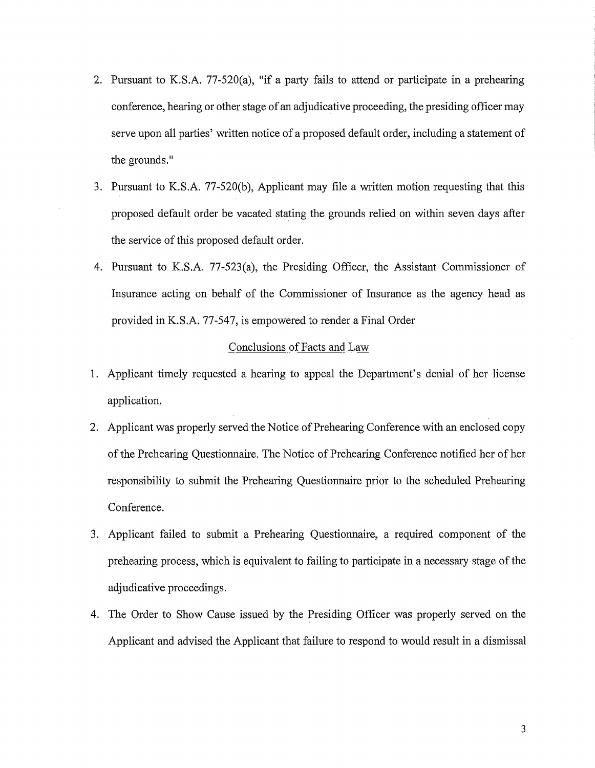2. Pursuant to K.S.A. 77-520(a), "if a party fails to attend or participate in a prehearing conference, hearing or other stage of an adjudicative proceeding, the presiding officer may serve upon all parties' written notice of a proposed default order, including a statement of the grounds."

3. Pursuant to K.S.A. 77-520(b), Applicant may file a written motion requesting that this proposed default order be vacated stating the grounds relied on within seven days after the service of this proposed default order.

4. Pursuant to K.S.A. 77-523(a), the Presiding Officer, the Assistant Commissioner of Insurance acting on behalf of the Commissioner of Insurance as the agency head as provided in K.S.A. 77-547, is empowered to render a Final Order

## Conclusions of Facts and Law

1. Applicant timely requested a hearing to appeal the Department's denial of her license application.

2. Applicant was properly served the Notice of Prehearing Conference with an enclosed copy of the Prehearing Questionnaire. The Notice of Prehearing Conference notified her of her responsibility to submit the Prehearing Questionnaire prior to the scheduled Prehearing Conference.

3. Applicant failed to submit a Prehearing Questionnaire, a required component of the prehearing process, which is equivalent to failing to participate in a necessary stage of the adjudicative proceedings.

4. The Order to Show Cause issued by the Presiding Officer was properly served on the Applicant and advised the Applicant that failure to respond to would result in a dismissal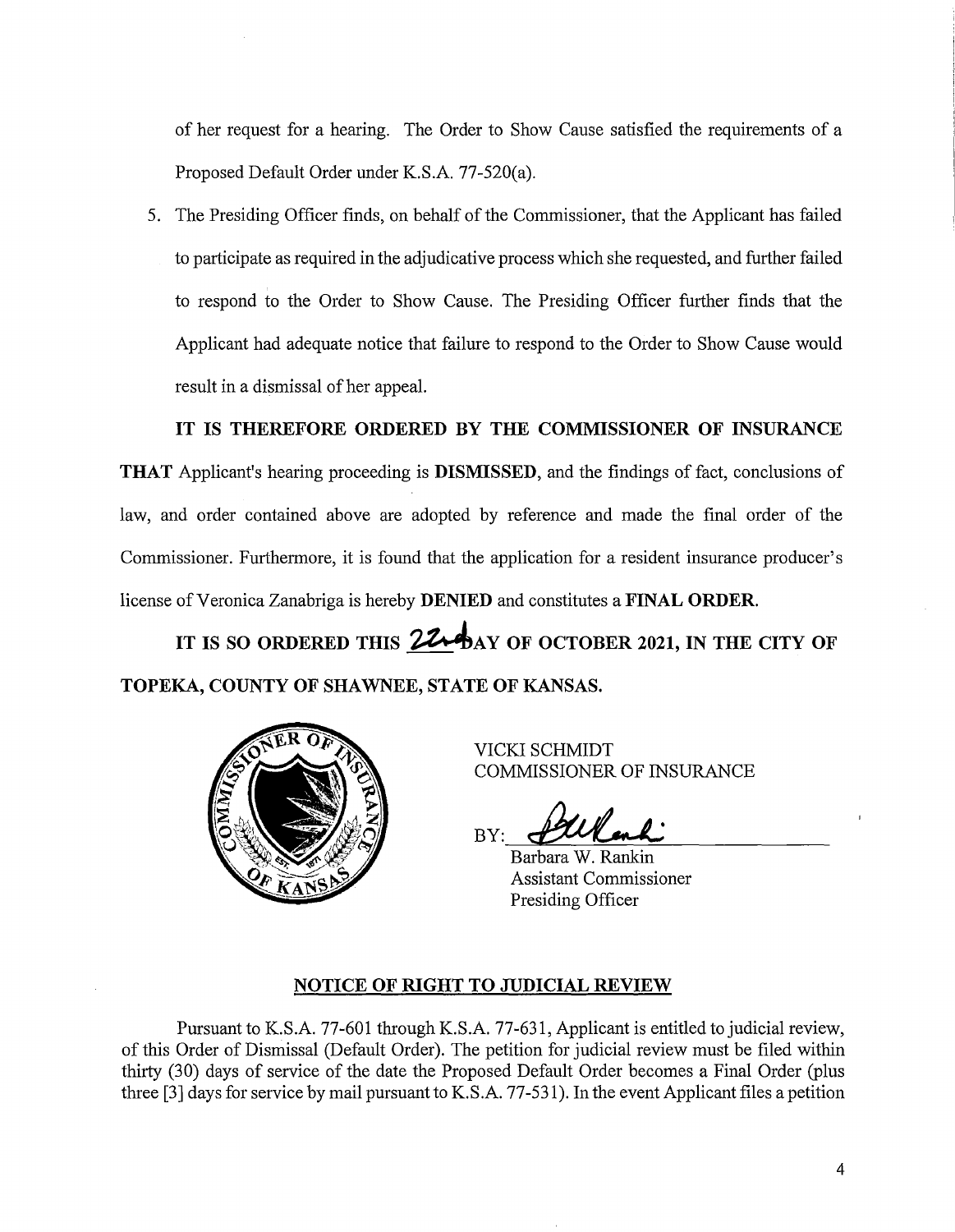of her request for a hearing. The Order to Show Cause satisfied the requirements of a Proposed Default Order under K.S.A. 77-520(a).

5. The Presiding Officer finds, on behalf of the Commissioner, that the Applicant has failed to participate as required in the adjudicative process which she requested, and further failed to respond to the Order to Show Cause. The Presiding Officer further finds that the Applicant had adequate notice that failure to respond to the Order to Show Cause would result in a dismissal of her appeal.

**IT IS THEREFORE ORDERED BY THE COMMISSIONER OF INSURANCE THAT** Applicant's hearing proceeding is **DISMISSED**, and the findings of fact, conclusions of law, and order contained above are adopted by reference and made the final order of the Commissioner. Furthermore, it is found that the application for a resident insurance producer's license of Veronica Zanabriga is hereby **DENIED** and constitutes a **FINAL ORDER.**

**IT IS SO ORDERED THIS 22nd DAY OF OCTOBER 2021, IN THE CITY OF TOPEKA, COUNTY OF SHAWNEE, STATE OF KANSAS.**

VICKI SCHMIDT
COMMISSIONER OF INSURANCE

BY: ______________________

Barbara W. Rankin
Assistant Commissioner
Presiding Officer

## NOTICE OF RIGHT TO JUDICIAL REVIEW

Pursuant to K.S.A. 77-601 through K.S.A. 77-631, Applicant is entitled to judicial review, of this Order of Dismissal (Default Order). The petition for judicial review must be filed within thirty (30) days of service of the date the Proposed Default Order becomes a Final Order (plus three [3] days for service by mail pursuant to K.S.A. 77-531). In the event Applicant files a petition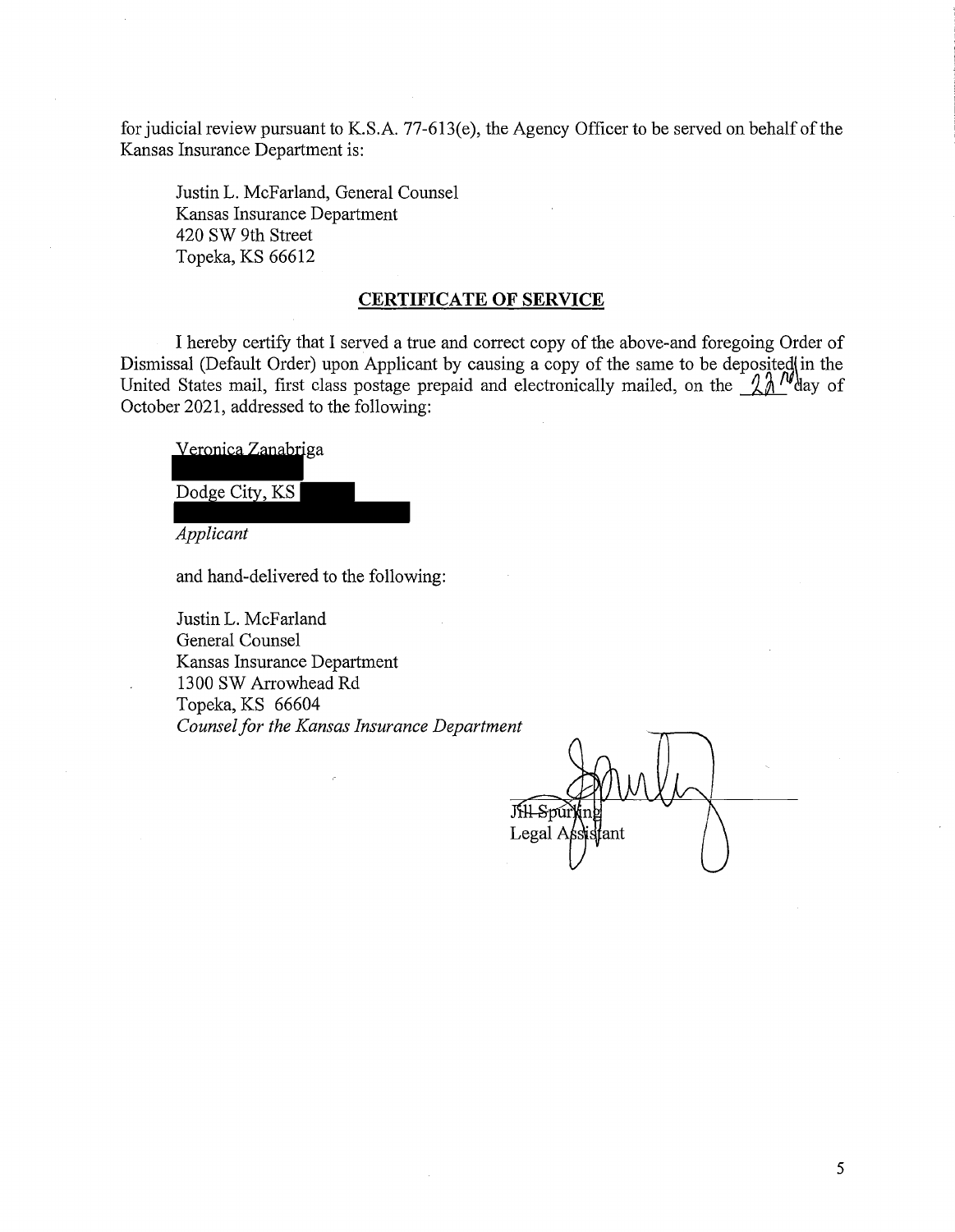for judicial review pursuant to K.S.A. 77-613(e), the Agency Officer to be served on behalf of the Kansas Insurance Department is:

Justin L. McFarland, General Counsel
Kansas Insurance Department
420 SW 9th Street
Topeka, KS 66612

## CERTIFICATE OF SERVICE

I hereby certify that I served a true and correct copy of the above-and foregoing Order of Dismissal (Default Order) upon Applicant by causing a copy of the same to be deposited in the United States mail, first class postage prepaid and electronically mailed, on the 22nd day of October 2021, addressed to the following:

Veronica Zanabriga
[REDACTED]
Dodge City, KS [REDACTED]
[REDACTED]
*Applicant*

and hand-delivered to the following:

Justin L. McFarland
General Counsel
Kansas Insurance Department
1300 SW Arrowhead Rd
Topeka, KS 66604
*Counsel for the Kansas Insurance Department*

Jill Spurling
Legal Assistant